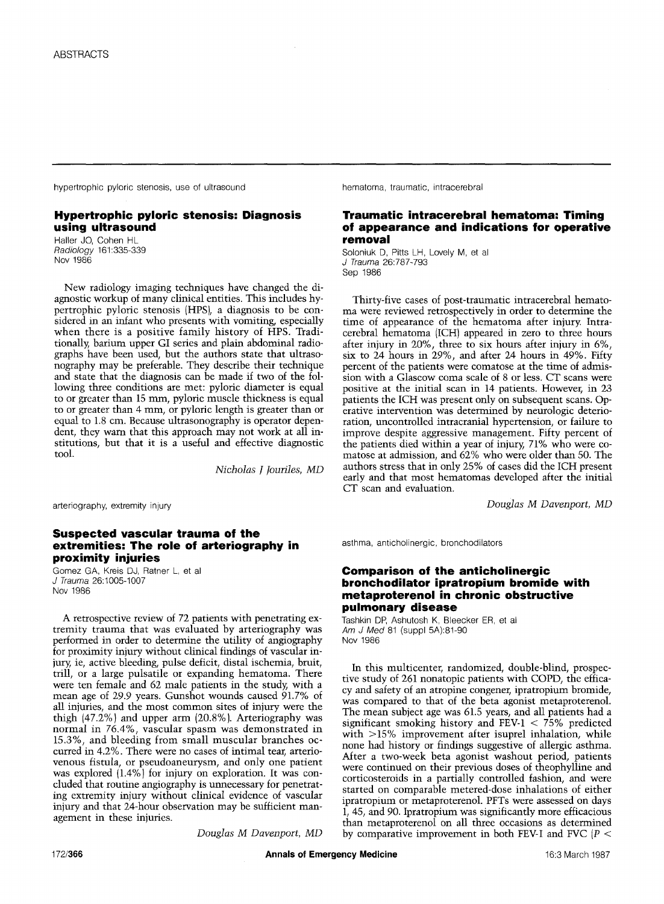ABSTRACTS

hypertrophic pyloric stenosis, use of ultrasound

## Hypertrophic pyloric stenosis: Diagnosis using ultrasound

Haller JO, Cohen HL
*Radiology* 161:335-339
Nov 1986

New radiology imaging techniques have changed the diagnostic workup of many clinical entities. This includes hypertrophic pyloric stenosis (HPS), a diagnosis to be considered in an infant who presents with vomiting, especially when there is a positive family history of HPS. Traditionally, barium upper GI series and plain abdominal radiographs have been used, but the authors state that ultrasonography may be preferable. They describe their technique and state that the diagnosis can be made if two of the following three conditions are met: pyloric diameter is equal to or greater than 15 mm, pyloric muscle thickness is equal to or greater than 4 mm, or pyloric length is greater than or equal to 1.8 cm. Because ultrasonography is operator dependent, they warn that this approach may not work at all institutions, but that it is a useful and effective diagnostic tool.

*Nicholas J Jouriles, MD*

arteriography, extremity injury

## Suspected vascular trauma of the extremities: The role of arteriography in proximity injuries

Gomez GA, Kreis DJ, Ratner L, et al
*J Trauma* 26:1005-1007
Nov 1986

A retrospective review of 72 patients with penetrating extremity trauma that was evaluated by arteriography was performed in order to determine the utility of angiography for proximity injury without clinical findings of vascular injury, ie, active bleeding, pulse deficit, distal ischemia, bruit, trill, or a large pulsatile or expanding hematoma. There were ten female and 62 male patients in the study, with a mean age of 29.9 years. Gunshot wounds caused 91.7% of all injuries, and the most common sites of injury were the thigh (47.2%) and upper arm (20.8%). Arteriography was normal in 76.4%, vascular spasm was demonstrated in 15.3%, and bleeding from small muscular branches occurred in 4.2%. There were no cases of intimal tear, arteriovenous fistula, or pseudoaneurysm, and only one patient was explored (1.4%) for injury on exploration. It was concluded that routine angiography is unnecessary for penetrating extremity injury without clinical evidence of vascular injury and that 24-hour observation may be sufficient management in these injuries.

*Douglas M Davenport, MD*

hematoma, traumatic, intracerebral

## Traumatic intracerebral hematoma: Timing of appearance and indications for operative removal

Soloniuk D, Pitts LH, Lovely M, et al
*J Trauma* 26:787-793
Sep 1986

Thirty-five cases of post-traumatic intracerebral hematoma were reviewed retrospectively in order to determine the time of appearance of the hematoma after injury. Intracerebral hematoma (ICH) appeared in zero to three hours after injury in 20%, three to six hours after injury in 6%, six to 24 hours in 29%, and after 24 hours in 49%. Fifty percent of the patients were comatose at the time of admission with a Glasgow coma scale of 8 or less. CT scans were positive at the initial scan in 14 patients. However, in 23 patients the ICH was present only on subsequent scans. Operative intervention was determined by neurologic deterioration, uncontrolled intracranial hypertension, or failure to improve despite aggressive management. Fifty percent of the patients died within a year of injury, 71% who were comatose at admission, and 62% who were older than 50. The authors stress that in only 25% of cases did the ICH present early and that most hematomas developed after the initial CT scan and evaluation.

*Douglas M Davenport, MD*

asthma, anticholinergic, bronchodilators

## Comparison of the anticholinergic bronchodilator ipratropium bromide with metaproterenol in chronic obstructive pulmonary disease

Tashkin DP, Ashutosh K, Bleecker ER, et al
*Am J Med* 81 (suppl 5A):81-90
Nov 1986

In this multicenter, randomized, double-blind, prospective study of 261 nonatopic patients with COPD, the efficacy and safety of an atropine congener, ipratropium bromide, was compared to that of the beta agonist metaproterenol. The mean subject age was 61.5 years, and all patients had a significant smoking history and FEV-1 $<$ 75% predicted with $>$15% improvement after isuprel inhalation, while none had history or findings suggestive of allergic asthma. After a two-week beta agonist washout period, patients were continued on their previous doses of theophylline and corticosteroids in a partially controlled fashion, and were started on comparable metered-dose inhalations of either ipratropium or metaproterenol. PFTs were assessed on days 1, 45, and 90. Ipratropium was significantly more efficacious than metaproterenol on all three occasions as determined by comparative improvement in both FEV-1 and FVC ($P <$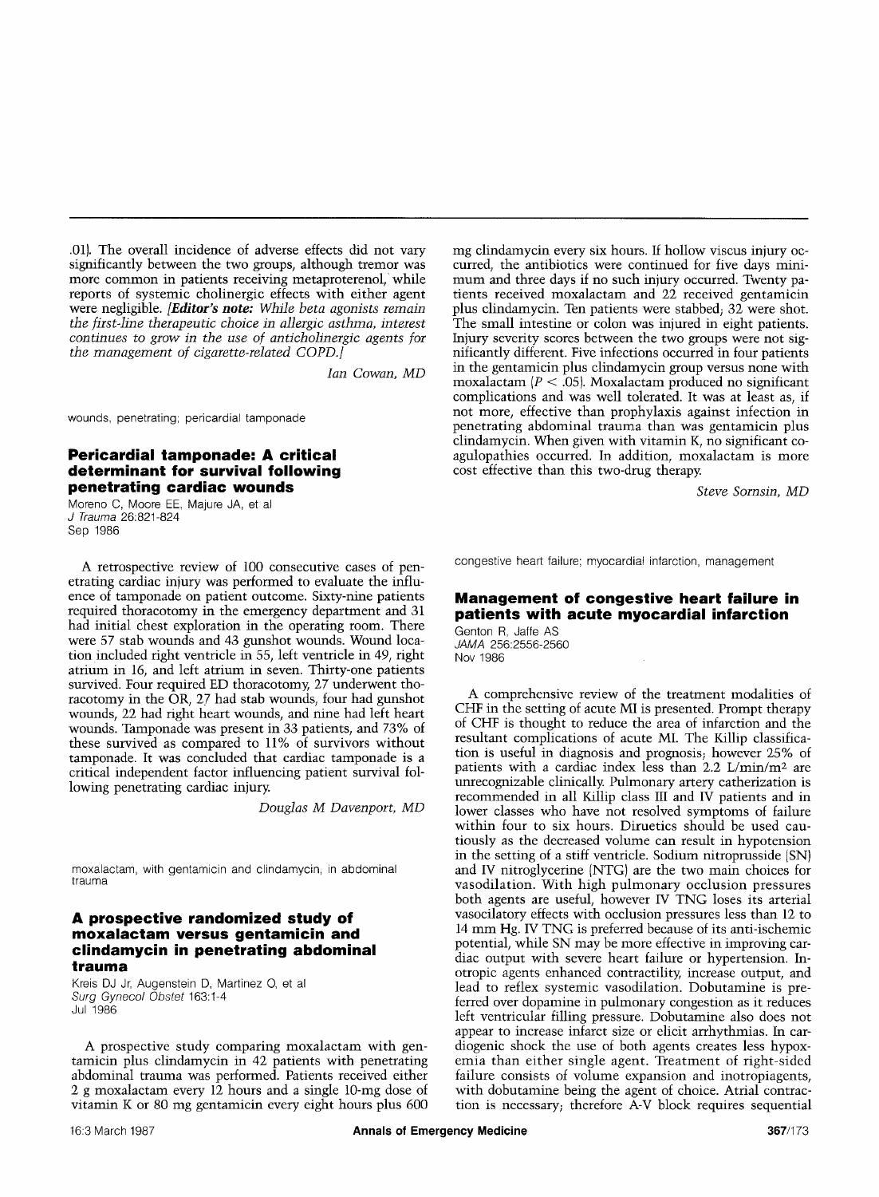.01). The overall incidence of adverse effects did not vary significantly between the two groups, although tremor was more common in patients receiving metaproterenol, while reports of systemic cholinergic effects with either agent were negligible. ***[Editor's note:** While beta agonists remain the first-line therapeutic choice in allergic asthma, interest continues to grow in the use of anticholinergic agents for the management of cigarette-related COPD.]*

*Ian Cowan, MD*

wounds, penetrating; pericardial tamponade

## Pericardial tamponade: A critical determinant for survival following penetrating cardiac wounds

Moreno C, Moore EE, Majure JA, et al
*J Trauma* 26:821-824
Sep 1986

A retrospective review of 100 consecutive cases of penetrating cardiac injury was performed to evaluate the influence of tamponade on patient outcome. Sixty-nine patients required thoracotomy in the emergency department and 31 had initial chest exploration in the operating room. There were 57 stab wounds and 43 gunshot wounds. Wound location included right ventricle in 55, left ventricle in 49, right atrium in 16, and left atrium in seven. Thirty-one patients survived. Four required ED thoracotomy, 27 underwent thoracotomy in the OR, 27 had stab wounds, four had gunshot wounds, 22 had right heart wounds, and nine had left heart wounds. Tamponade was present in 33 patients, and 73% of these survived as compared to 11% of survivors without tamponade. It was concluded that cardiac tamponade is a critical independent factor influencing patient survival following penetrating cardiac injury.

*Douglas M Davenport, MD*

moxalactam, with gentamicin and clindamycin, in abdominal trauma

## A prospective randomized study of moxalactam versus gentamicin and clindamycin in penetrating abdominal trauma

Kreis DJ Jr, Augenstein D, Martinez O, et al
*Surg Gynecol Obstet* 163:1-4
Jul 1986

A prospective study comparing moxalactam with gentamicin plus clindamycin in 42 patients with penetrating abdominal trauma was performed. Patients received either 2 g moxalactam every 12 hours and a single 10-mg dose of vitamin K or 80 mg gentamicin every eight hours plus 600 mg clindamycin every six hours. If hollow viscus injury occurred, the antibiotics were continued for five days minimum and three days if no such injury occurred. Twenty patients received moxalactam and 22 received gentamicin plus clindamycin. Ten patients were stabbed; 32 were shot. The small intestine or colon was injured in eight patients. Injury severity scores between the two groups were not significantly different. Five infections occurred in four patients in the gentamicin plus clindamycin group versus none with moxalactam ($P < .05$). Moxalactam produced no significant complications and was well tolerated. It was at least as, if not more, effective than prophylaxis against infection in penetrating abdominal trauma than was gentamicin plus clindamycin. When given with vitamin K, no significant coagulopathies occurred. In addition, moxalactam is more cost effective than this two-drug therapy.

*Steve Sornsin, MD*

congestive heart failure; myocardial infarction, management

## Management of congestive heart failure in patients with acute myocardial infarction

Genton R, Jaffe AS
*JAMA* 256:2556-2560
Nov 1986

A comprehensive review of the treatment modalities of CHF in the setting of acute MI is presented. Prompt therapy of CHF is thought to reduce the area of infarction and the resultant complications of acute MI. The Killip classification is useful in diagnosis and prognosis; however 25% of patients with a cardiac index less than 2.2 L/min/m$^2$ are unrecognizable clinically. Pulmonary artery catherization is recommended in all Killip class III and IV patients and in lower classes who have not resolved symptoms of failure within four to six hours. Diruetics should be used cautiously as the decreased volume can result in hypotension in the setting of a stiff ventricle. Sodium nitroprusside (SN) and IV nitroglycerine (NTG) are the two main choices for vasodilation. With high pulmonary occlusion pressures both agents are useful, however IV TNG loses its arterial vasocilatory effects with occlusion pressures less than 12 to 14 mm Hg. IV TNG is preferred because of its anti-ischemic potential, while SN may be more effective in improving cardiac output with severe heart failure or hypertension. Inotropic agents enhanced contractility, increase output, and lead to reflex systemic vasodilation. Dobutamine is preferred over dopamine in pulmonary congestion as it reduces left ventricular filling pressure. Dobutamine also does not appear to increase infarct size or elicit arrhythmias. In cardiogenic shock the use of both agents creates less hypoxemia than either single agent. Treatment of right-sided failure consists of volume expansion and inotropiagents, with dobutamine being the agent of choice. Atrial contraction is necessary; therefore A-V block requires sequential